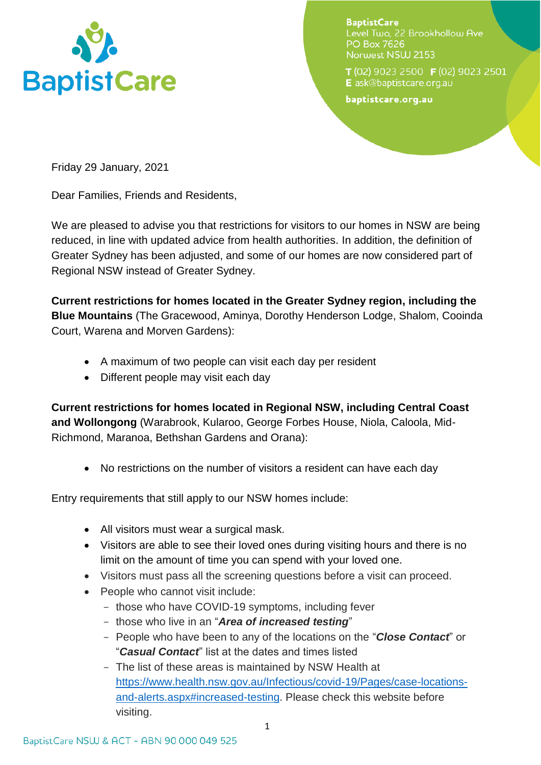BaptistCare

**BaptistCare**
Level Two, 22 Brookhollow Ave
PO Box 7626
Norwest NSW 2153

**T** (02) 9023 2500 **F** (02) 9023 2501
**E** ask@baptistcare.org.au

**baptistcare.org.au**

Friday 29 January, 2021

Dear Families, Friends and Residents,

We are pleased to advise you that restrictions for visitors to our homes in NSW are being reduced, in line with updated advice from health authorities. In addition, the definition of Greater Sydney has been adjusted, and some of our homes are now considered part of Regional NSW instead of Greater Sydney.

**Current restrictions for homes located in the Greater Sydney region, including the Blue Mountains** (The Gracewood, Aminya, Dorothy Henderson Lodge, Shalom, Cooinda Court, Warena and Morven Gardens):

- A maximum of two people can visit each day per resident
- Different people may visit each day

**Current restrictions for homes located in Regional NSW, including Central Coast and Wollongong** (Warabrook, Kularoo, George Forbes House, Niola, Caloola, Mid-Richmond, Maranoa, Bethshan Gardens and Orana):

- No restrictions on the number of visitors a resident can have each day

Entry requirements that still apply to our NSW homes include:

- All visitors must wear a surgical mask.
- Visitors are able to see their loved ones during visiting hours and there is no limit on the amount of time you can spend with your loved one.
- Visitors must pass all the screening questions before a visit can proceed.
- People who cannot visit include:
  - those who have COVID-19 symptoms, including fever
  - those who live in an "***Area of increased testing***"
  - People who have been to any of the locations on the "***Close Contact***" or "***Casual Contact***" list at the dates and times listed
  - The list of these areas is maintained by NSW Health at [https://www.health.nsw.gov.au/Infectious/covid-19/Pages/case-locations-and-alerts.aspx#increased-testing](https://www.health.nsw.gov.au/Infectious/covid-19/Pages/case-locations-and-alerts.aspx#increased-testing). Please check this website before visiting.

BaptistCare NSW & ACT - ABN 90 000 049 525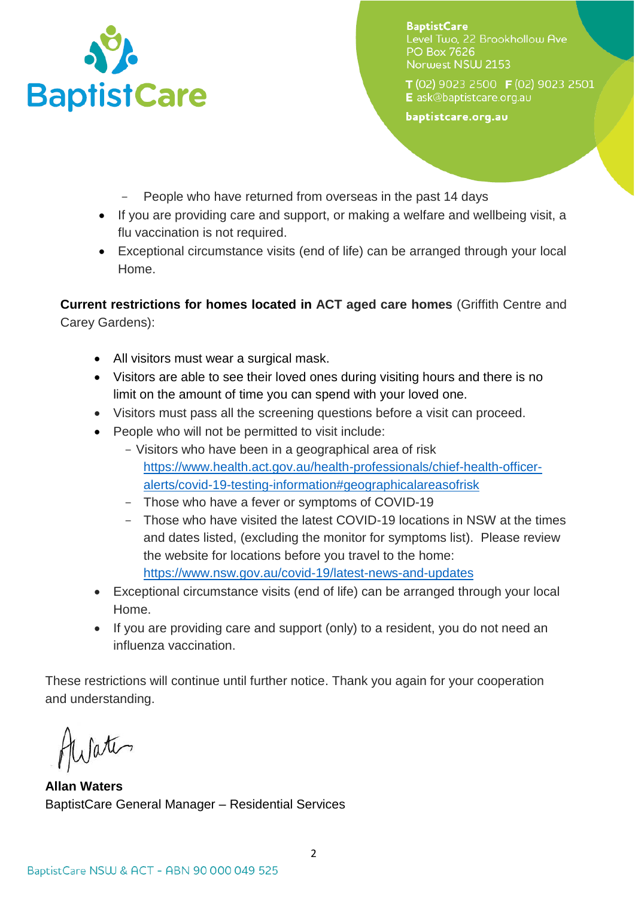- People who have returned from overseas in the past 14 days
- If you are providing care and support, or making a welfare and wellbeing visit, a flu vaccination is not required.
- Exceptional circumstance visits (end of life) can be arranged through your local Home.

**Current restrictions for homes located in ACT aged care homes** (Griffith Centre and Carey Gardens):

- All visitors must wear a surgical mask.
- Visitors are able to see their loved ones during visiting hours and there is no limit on the amount of time you can spend with your loved one.
- Visitors must pass all the screening questions before a visit can proceed.
- People who will not be permitted to visit include:
  - Visitors who have been in a geographical area of risk https://www.health.act.gov.au/health-professionals/chief-health-officer-alerts/covid-19-testing-information#geographicalareasofrisk
  - Those who have a fever or symptoms of COVID-19
  - Those who have visited the latest COVID-19 locations in NSW at the times and dates listed, (excluding the monitor for symptoms list). Please review the website for locations before you travel to the home: https://www.nsw.gov.au/covid-19/latest-news-and-updates
- Exceptional circumstance visits (end of life) can be arranged through your local Home.
- If you are providing care and support (only) to a resident, you do not need an influenza vaccination.

These restrictions will continue until further notice. Thank you again for your cooperation and understanding.

**Allan Waters**
BaptistCare General Manager – Residential Services